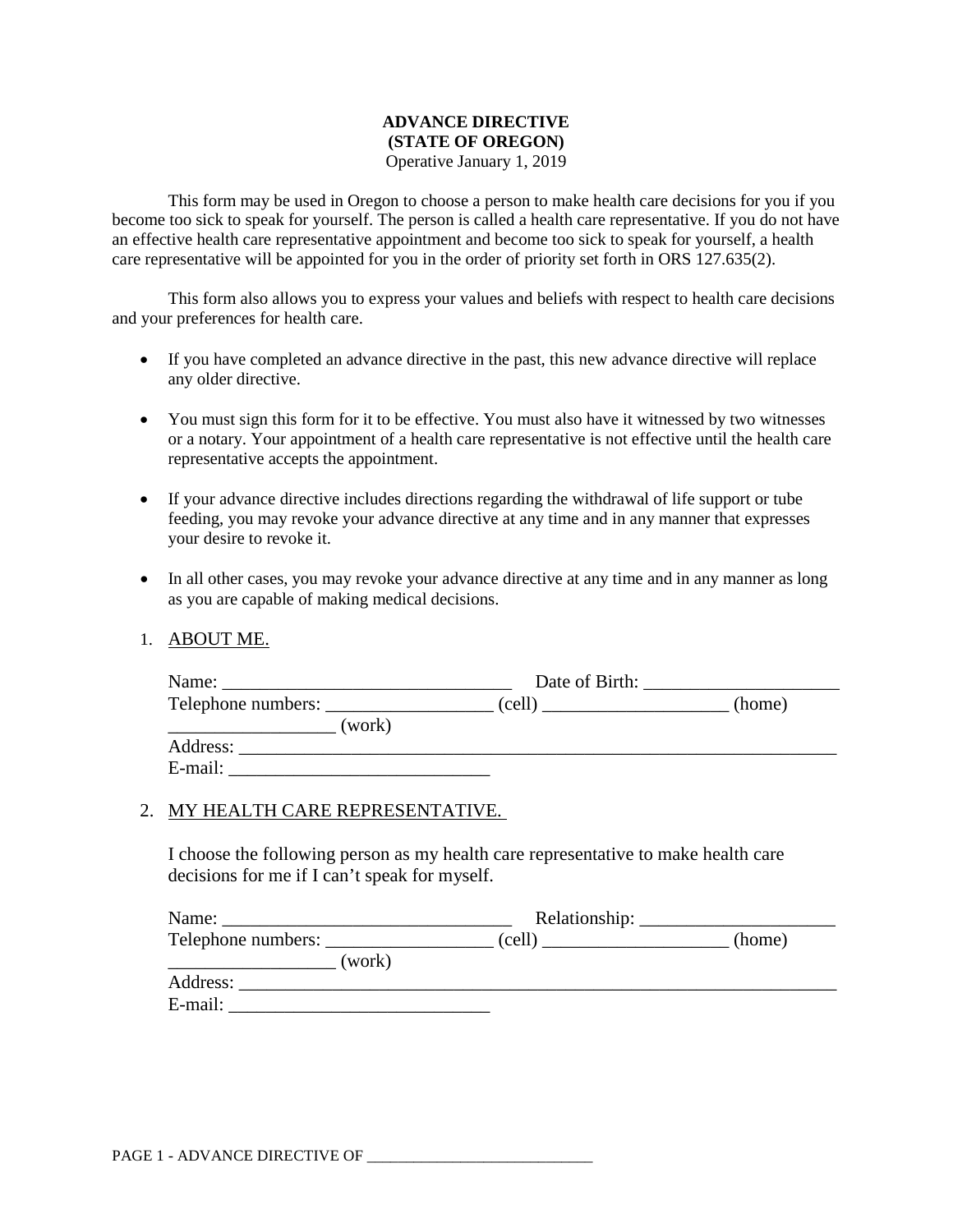**ADVANCE DIRECTIVE**
**(STATE OF OREGON)**
Operative January 1, 2019

This form may be used in Oregon to choose a person to make health care decisions for you if you become too sick to speak for yourself. The person is called a health care representative. If you do not have an effective health care representative appointment and become too sick to speak for yourself, a health care representative will be appointed for you in the order of priority set forth in ORS 127.635(2).

This form also allows you to express your values and beliefs with respect to health care decisions and your preferences for health care.

- If you have completed an advance directive in the past, this new advance directive will replace any older directive.
- You must sign this form for it to be effective. You must also have it witnessed by two witnesses or a notary. Your appointment of a health care representative is not effective until the health care representative accepts the appointment.
- If your advance directive includes directions regarding the withdrawal of life support or tube feeding, you may revoke your advance directive at any time and in any manner that expresses your desire to revoke it.
- In all other cases, you may revoke your advance directive at any time and in any manner as long as you are capable of making medical decisions.

1. ABOUT ME.

   Name: _______________________________ Date of Birth: _____________________
   Telephone numbers: _________________ (cell) ___________________ (home)
   _________________ (work)
   Address: _______________________________________________________________
   E-mail: ____________________________

2. MY HEALTH CARE REPRESENTATIVE.

   I choose the following person as my health care representative to make health care decisions for me if I can't speak for myself.

   Name: _______________________________ Relationship: _____________________
   Telephone numbers: _________________ (cell) ___________________ (home)
   _________________ (work)
   Address: _______________________________________________________________
   E-mail: ____________________________

PAGE 1 - ADVANCE DIRECTIVE OF ____________________________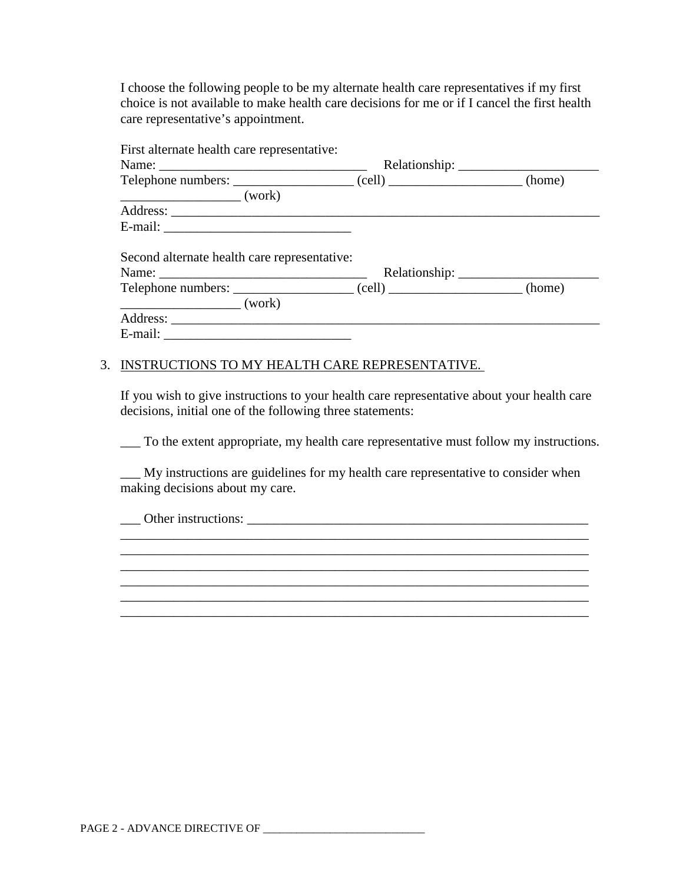I choose the following people to be my alternate health care representatives if my first choice is not available to make health care decisions for me or if I cancel the first health care representative's appointment.

First alternate health care representative:
Name: _______________________________ Relationship: _____________________
Telephone numbers: _________________ (cell) ___________________ (home)
_________________ (work)
Address: _____________________________________________________________
E-mail: ____________________________

Second alternate health care representative:
Name: _______________________________ Relationship: _____________________
Telephone numbers: _________________ (cell) ___________________ (home)
_________________ (work)
Address: _____________________________________________________________
E-mail: ____________________________

3. <u>INSTRUCTIONS TO MY HEALTH CARE REPRESENTATIVE.</u>

If you wish to give instructions to your health care representative about your health care decisions, initial one of the following three statements:

___ To the extent appropriate, my health care representative must follow my instructions.

___ My instructions are guidelines for my health care representative to consider when making decisions about my care.

___ Other instructions: _______________________________________________
______________________________________________________________________
______________________________________________________________________
______________________________________________________________________
______________________________________________________________________
______________________________________________________________________
______________________________________________________________________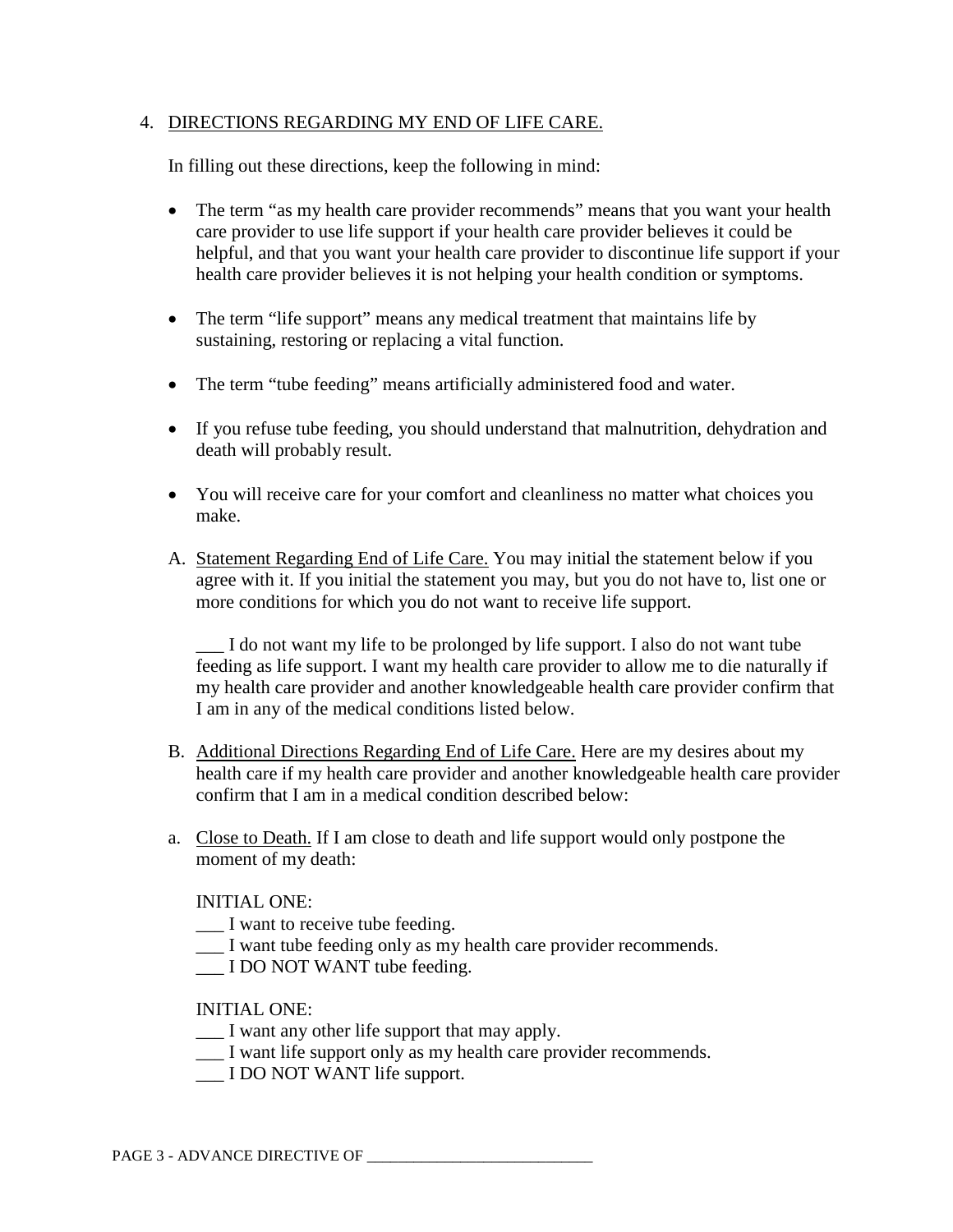4. DIRECTIONS REGARDING MY END OF LIFE CARE.

In filling out these directions, keep the following in mind:

- The term "as my health care provider recommends" means that you want your health care provider to use life support if your health care provider believes it could be helpful, and that you want your health care provider to discontinue life support if your health care provider believes it is not helping your health condition or symptoms.
- The term "life support" means any medical treatment that maintains life by sustaining, restoring or replacing a vital function.
- The term "tube feeding" means artificially administered food and water.
- If you refuse tube feeding, you should understand that malnutrition, dehydration and death will probably result.
- You will receive care for your comfort and cleanliness no matter what choices you make.

A. Statement Regarding End of Life Care. You may initial the statement below if you agree with it. If you initial the statement you may, but you do not have to, list one or more conditions for which you do not want to receive life support.

___ I do not want my life to be prolonged by life support. I also do not want tube feeding as life support. I want my health care provider to allow me to die naturally if my health care provider and another knowledgeable health care provider confirm that I am in any of the medical conditions listed below.

B. Additional Directions Regarding End of Life Care. Here are my desires about my health care if my health care provider and another knowledgeable health care provider confirm that I am in a medical condition described below:

a. Close to Death. If I am close to death and life support would only postpone the moment of my death:

INITIAL ONE:
___ I want to receive tube feeding.
___ I want tube feeding only as my health care provider recommends.
___ I DO NOT WANT tube feeding.

INITIAL ONE:
___ I want any other life support that may apply.
___ I want life support only as my health care provider recommends.
___ I DO NOT WANT life support.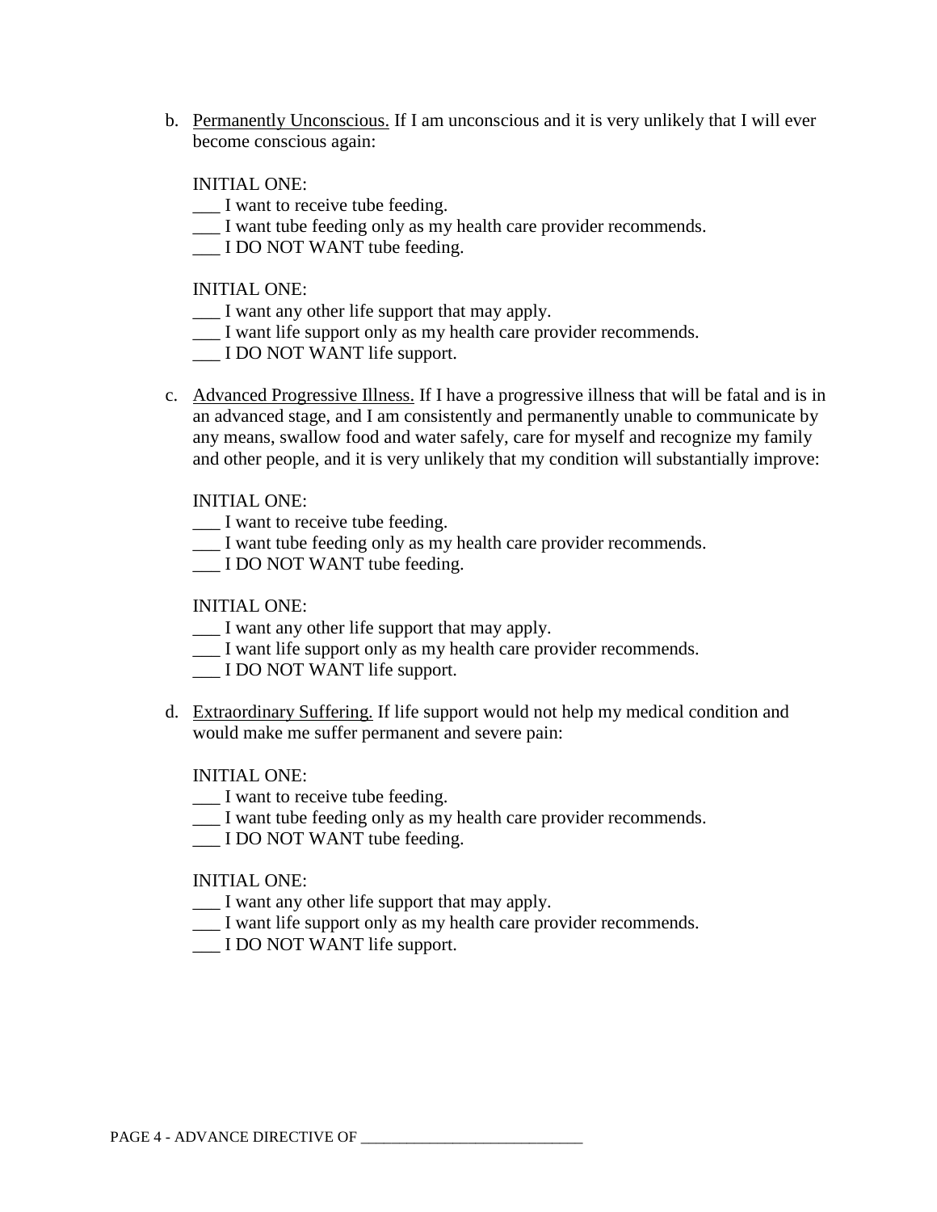b. <u>Permanently Unconscious.</u> If I am unconscious and it is very unlikely that I will ever become conscious again:

   INITIAL ONE:
   ___ I want to receive tube feeding.
   ___ I want tube feeding only as my health care provider recommends.
   ___ I DO NOT WANT tube feeding.

   INITIAL ONE:
   ___ I want any other life support that may apply.
   ___ I want life support only as my health care provider recommends.
   ___ I DO NOT WANT life support.

c. <u>Advanced Progressive Illness.</u> If I have a progressive illness that will be fatal and is in an advanced stage, and I am consistently and permanently unable to communicate by any means, swallow food and water safely, care for myself and recognize my family and other people, and it is very unlikely that my condition will substantially improve:

   INITIAL ONE:
   ___ I want to receive tube feeding.
   ___ I want tube feeding only as my health care provider recommends.
   ___ I DO NOT WANT tube feeding.

   INITIAL ONE:
   ___ I want any other life support that may apply.
   ___ I want life support only as my health care provider recommends.
   ___ I DO NOT WANT life support.

d. <u>Extraordinary Suffering.</u> If life support would not help my medical condition and would make me suffer permanent and severe pain:

   INITIAL ONE:
   ___ I want to receive tube feeding.
   ___ I want tube feeding only as my health care provider recommends.
   ___ I DO NOT WANT tube feeding.

   INITIAL ONE:
   ___ I want any other life support that may apply.
   ___ I want life support only as my health care provider recommends.
   ___ I DO NOT WANT life support.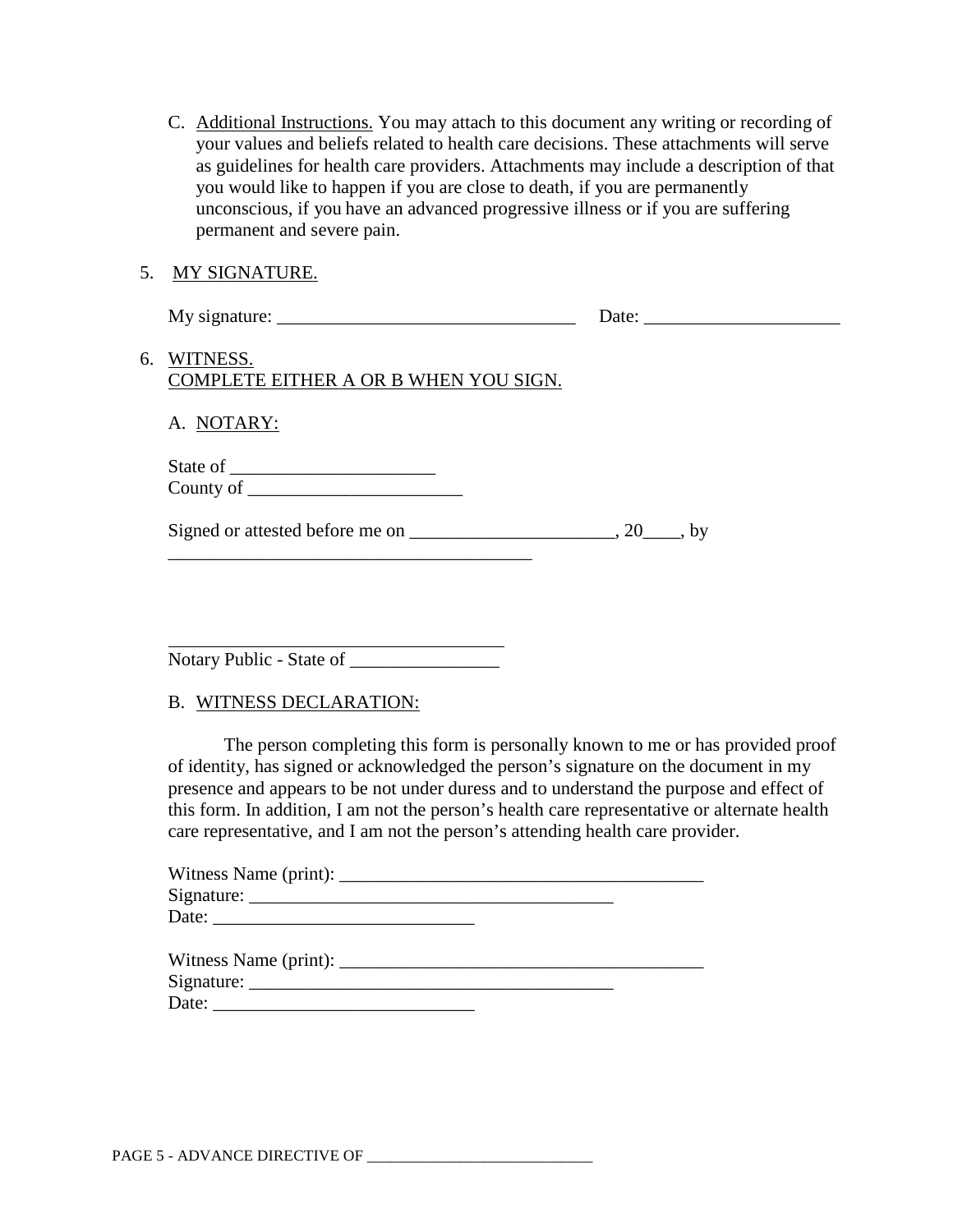C. Additional Instructions. You may attach to this document any writing or recording of your values and beliefs related to health care decisions. These attachments will serve as guidelines for health care providers. Attachments may include a description of that you would like to happen if you are close to death, if you are permanently unconscious, if you have an advanced progressive illness or if you are suffering permanent and severe pain.

5. MY SIGNATURE.

My signature: _________________________________ Date: _____________________

6. WITNESS.
COMPLETE EITHER A OR B WHEN YOU SIGN.

A. NOTARY:

State of ______________________
County of _______________________

Signed or attested before me on ______________________, 20____, by
________________________________________

_____________________________________
Notary Public - State of ________________

B. WITNESS DECLARATION:

The person completing this form is personally known to me or has provided proof of identity, has signed or acknowledged the person's signature on the document in my presence and appears to be not under duress and to understand the purpose and effect of this form. In addition, I am not the person's health care representative or alternate health care representative, and I am not the person's attending health care provider.

Witness Name (print): ________________________________________
Signature: ________________________________________
Date: ____________________________

Witness Name (print): ________________________________________
Signature: ________________________________________
Date: ____________________________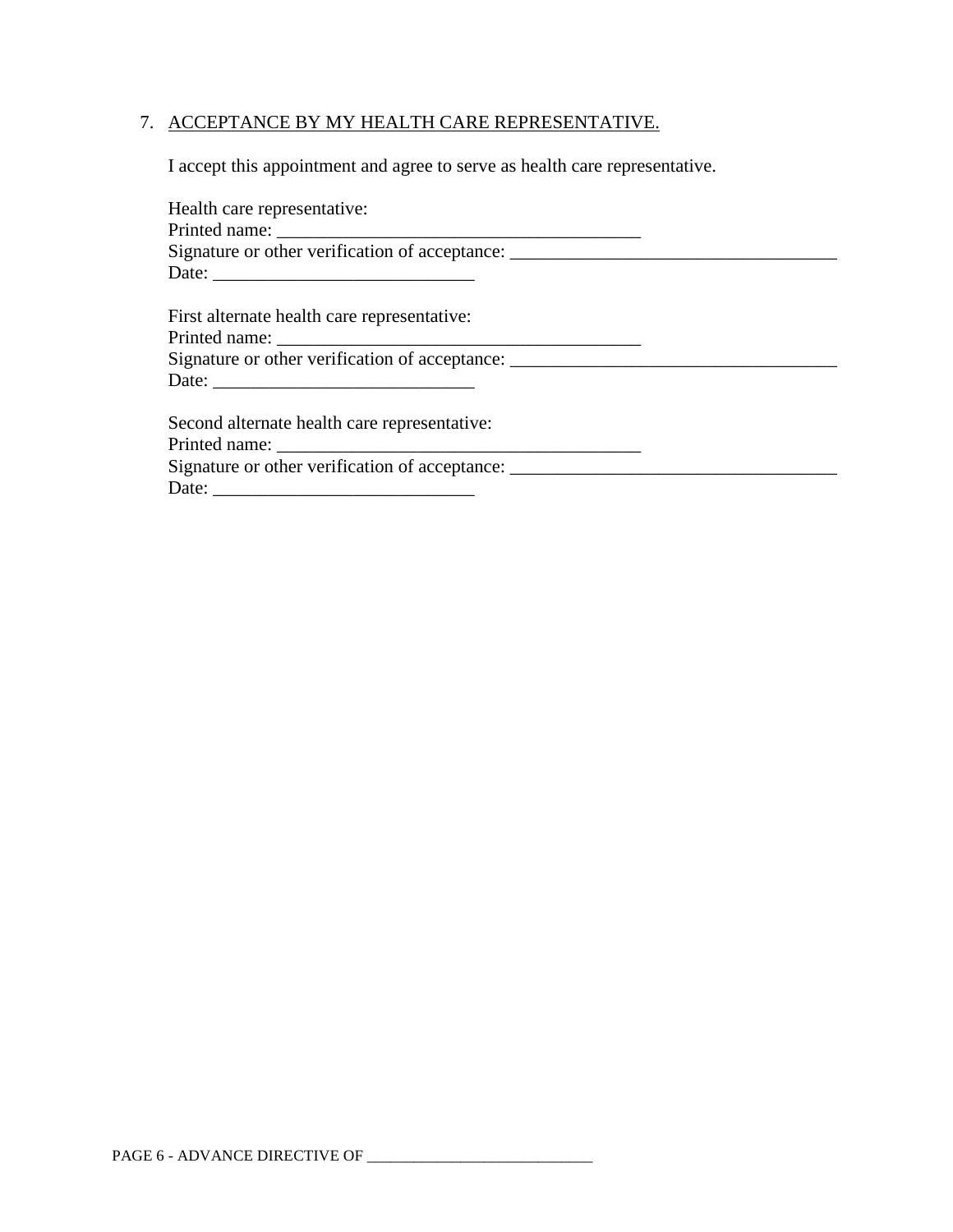7. ACCEPTANCE BY MY HEALTH CARE REPRESENTATIVE.

   I accept this appointment and agree to serve as health care representative.

   Health care representative:
   Printed name: ________________________________________
   Signature or other verification of acceptance: ___________________________________
   Date: ____________________________

   First alternate health care representative:
   Printed name: ________________________________________
   Signature or other verification of acceptance: ___________________________________
   Date: ____________________________

   Second alternate health care representative:
   Printed name: ________________________________________
   Signature or other verification of acceptance: ___________________________________
   Date: ____________________________